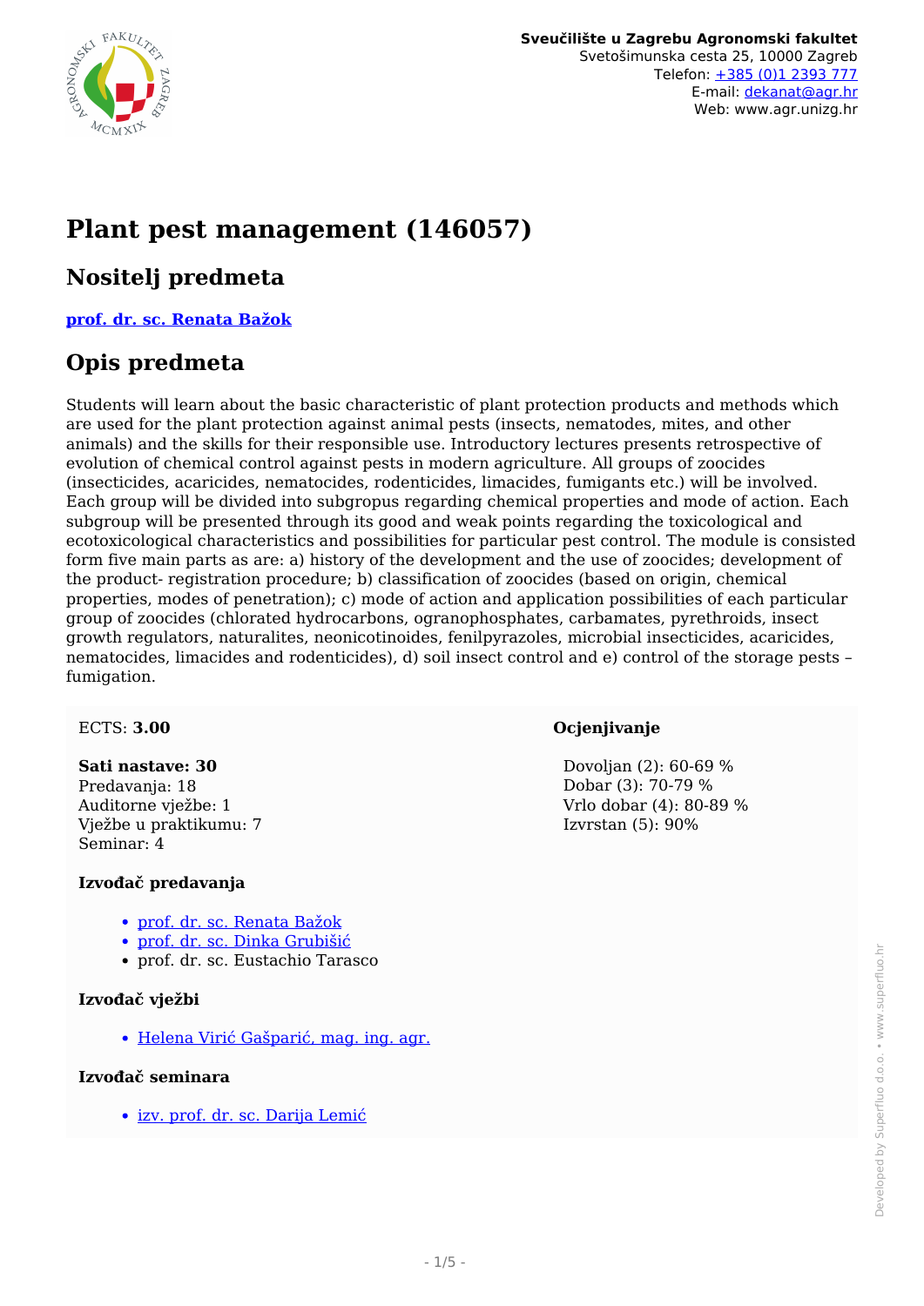**Sveučilište u Zagrebu Agronomski fakultet**
Svetošimunska cesta 25, 10000 Zagreb
Telefon: +385 (0)1 2393 777
E-mail: dekanat@agr.hr
Web: www.agr.unizg.hr

# Plant pest management (146057)

## Nositelj predmeta

**prof. dr. sc. Renata Bažok**

## Opis predmeta

Students will learn about the basic characteristic of plant protection products and methods which are used for the plant protection against animal pests (insects, nematodes, mites, and other animals) and the skills for their responsible use. Introductory lectures presents retrospective of evolution of chemical control against pests in modern agriculture. All groups of zoocides (insecticides, acaricides, nematocides, rodenticides, limacides, fumigants etc.) will be involved. Each group will be divided into subgropus regarding chemical properties and mode of action. Each subgroup will be presented through its good and weak points regarding the toxicological and ecotoxicological characteristics and possibilities for particular pest control. The module is consisted form five main parts as are: a) history of the development and the use of zoocides; development of the product- registration procedure; b) classification of zoocides (based on origin, chemical properties, modes of penetration); c) mode of action and application possibilities of each particular group of zoocides (chlorated hydrocarbons, ogranophosphates, carbamates, pyrethroids, insect growth regulators, naturalites, neonicotinoides, fenilpyrazoles, microbial insecticides, acaricides, nematocides, limacides and rodenticides), d) soil insect control and e) control of the storage pests – fumigation.

ECTS: **3.00**

**Sati nastave: 30**
Predavanja: 18
Auditorne vježbe: 1
Vježbe u praktikumu: 7
Seminar: 4

### Izvođač predavanja

- prof. dr. sc. Renata Bažok
- prof. dr. sc. Dinka Grubišić
- prof. dr. sc. Eustachio Tarasco

### Izvođač vježbi

- Helena Virić Gašparić, mag. ing. agr.

### Izvođač seminara

- izv. prof. dr. sc. Darija Lemić

### Ocjenjivanje

Dovoljan (2): 60-69 %
Dobar (3): 70-79 %
Vrlo dobar (4): 80-89 %
Izvrstan (5): 90%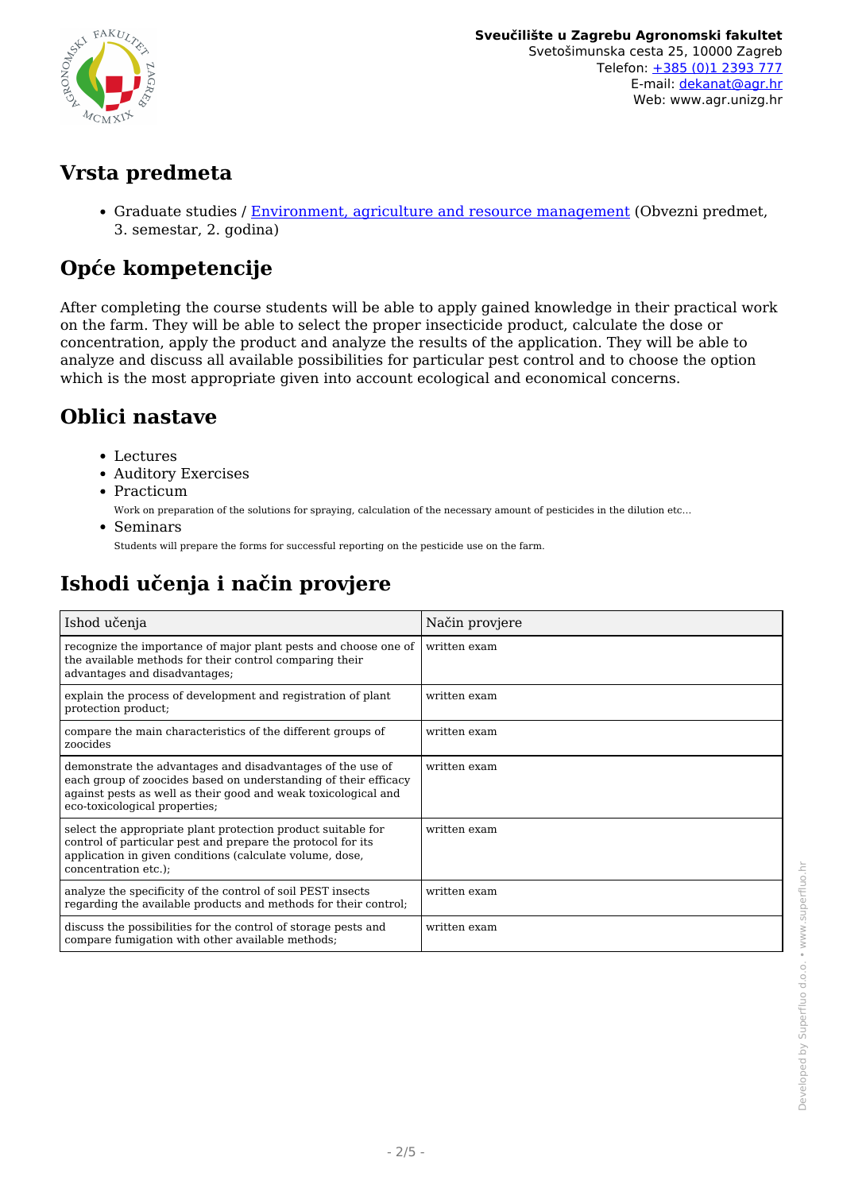## Vrsta predmeta

- Graduate studies / Environment, agriculture and resource management (Obvezni predmet, 3. semestar, 2. godina)

## Opće kompetencije

After completing the course students will be able to apply gained knowledge in their practical work on the farm. They will be able to select the proper insecticide product, calculate the dose or concentration, apply the product and analyze the results of the application. They will be able to analyze and discuss all available possibilities for particular pest control and to choose the option which is the most appropriate given into account ecological and economical concerns.

## Oblici nastave

- Lectures
- Auditory Exercises
- Practicum

  Work on preparation of the solutions for spraying, calculation of the necessary amount of pesticides in the dilution etc...
- Seminars

  Students will prepare the forms for successful reporting on the pesticide use on the farm.

## Ishodi učenja i način provjere

| Ishod učenja | Način provjere |
| --- | --- |
| recognize the importance of major plant pests and choose one of the available methods for their control comparing their advantages and disadvantages; | written exam |
| explain the process of development and registration of plant protection product; | written exam |
| compare the main characteristics of the different groups of zoocides | written exam |
| demonstrate the advantages and disadvantages of the use of each group of zoocides based on understanding of their efficacy against pests as well as their good and weak toxicological and eco-toxicological properties; | written exam |
| select the appropriate plant protection product suitable for control of particular pest and prepare the protocol for its application in given conditions (calculate volume, dose, concentration etc.); | written exam |
| analyze the specificity of the control of soil PEST insects regarding the available products and methods for their control; | written exam |
| discuss the possibilities for the control of storage pests and compare fumigation with other available methods; | written exam |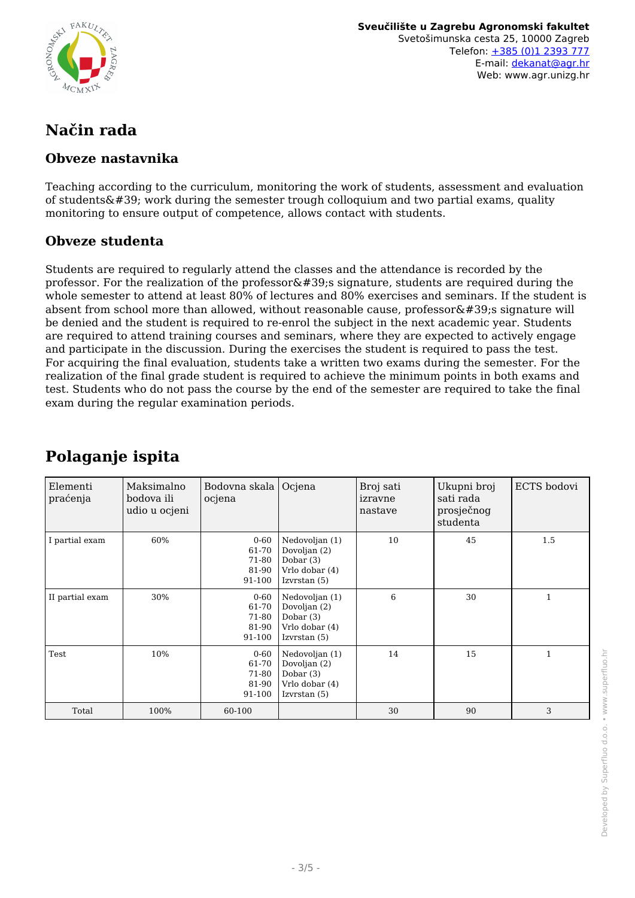# Način rada

## Obveze nastavnika

Teaching according to the curriculum, monitoring the work of students, assessment and evaluation of students&#39; work during the semester trough colloquium and two partial exams, quality monitoring to ensure output of competence, allows contact with students.

## Obveze studenta

Students are required to regularly attend the classes and the attendance is recorded by the professor. For the realization of the professor&#39;s signature, students are required during the whole semester to attend at least 80% of lectures and 80% exercises and seminars. If the student is absent from school more than allowed, without reasonable cause, professor&#39;s signature will be denied and the student is required to re-enrol the subject in the next academic year. Students are required to attend training courses and seminars, where they are expected to actively engage and participate in the discussion. During the exercises the student is required to pass the test. For acquiring the final evaluation, students take a written two exams during the semester. For the realization of the final grade student is required to achieve the minimum points in both exams and test. Students who do not pass the course by the end of the semester are required to take the final exam during the regular examination periods.

# Polaganje ispita

| Elementi praćenja | Maksimalno bodova ili udio u ocjeni | Bodovna skala ocjena | Ocjena | Broj sati izravne nastave | Ukupni broj sati rada prosječnog studenta | ECTS bodovi |
|---|---|---|---|---|---|---|
| I partial exam | 60% | 0-60<br>61-70<br>71-80<br>81-90<br>91-100 | Nedovoljan (1)<br>Dovoljan (2)<br>Dobar (3)<br>Vrlo dobar (4)<br>Izvrstan (5) | 10 | 45 | 1.5 |
| II partial exam | 30% | 0-60<br>61-70<br>71-80<br>81-90<br>91-100 | Nedovoljan (1)<br>Dovoljan (2)<br>Dobar (3)<br>Vrlo dobar (4)<br>Izvrstan (5) | 6 | 30 | 1 |
| Test | 10% | 0-60<br>61-70<br>71-80<br>81-90<br>91-100 | Nedovoljan (1)<br>Dovoljan (2)<br>Dobar (3)<br>Vrlo dobar (4)<br>Izvrstan (5) | 14 | 15 | 1 |
| Total | 100% | 60-100 | | 30 | 90 | 3 |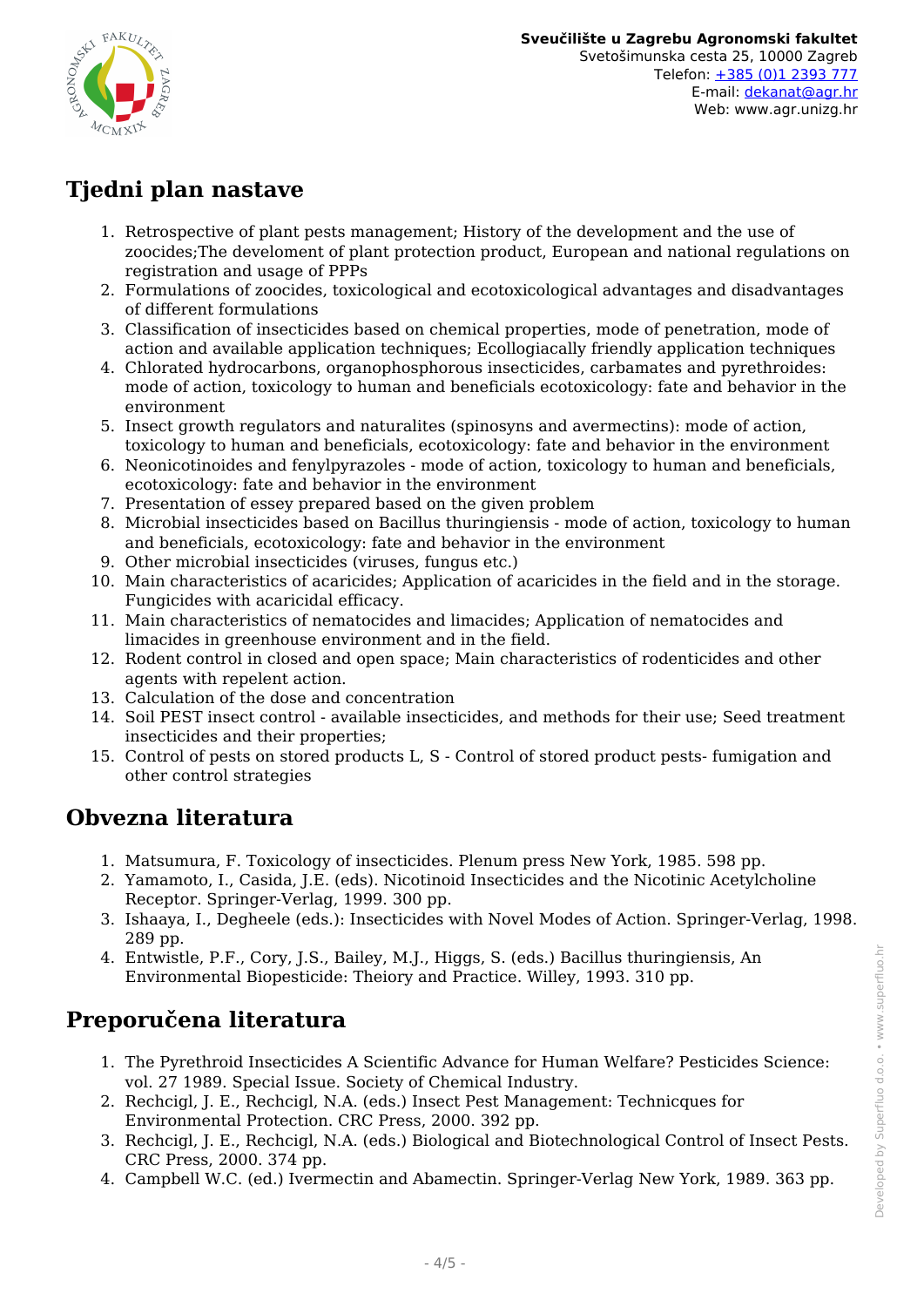## Tjedni plan nastave

1. Retrospective of plant pests management; History of the development and the use of zoocides;The develoment of plant protection product, European and national regulations on registration and usage of PPPs
2. Formulations of zoocides, toxicological and ecotoxicological advantages and disadvantages of different formulations
3. Classification of insecticides based on chemical properties, mode of penetration, mode of action and available application techniques; Ecollogiacally friendly application techniques
4. Chlorated hydrocarbons, organophosphorous insecticides, carbamates and pyrethroides: mode of action, toxicology to human and beneficials ecotoxicology: fate and behavior in the environment
5. Insect growth regulators and naturalites (spinosyns and avermectins): mode of action, toxicology to human and beneficials, ecotoxicology: fate and behavior in the environment
6. Neonicotinoides and fenylpyrazoles - mode of action, toxicology to human and beneficials, ecotoxicology: fate and behavior in the environment
7. Presentation of essey prepared based on the given problem
8. Microbial insecticides based on Bacillus thuringiensis - mode of action, toxicology to human and beneficials, ecotoxicology: fate and behavior in the environment
9. Other microbial insecticides (viruses, fungus etc.)
10. Main characteristics of acaricides; Application of acaricides in the field and in the storage. Fungicides with acaricidal efficacy.
11. Main characteristics of nematocides and limacides; Application of nematocides and limacides in greenhouse environment and in the field.
12. Rodent control in closed and open space; Main characteristics of rodenticides and other agents with repelent action.
13. Calculation of the dose and concentration
14. Soil PEST insect control - available insecticides, and methods for their use; Seed treatment insecticides and their properties;
15. Control of pests on stored products L, S - Control of stored product pests- fumigation and other control strategies

## Obvezna literatura

1. Matsumura, F. Toxicology of insecticides. Plenum press New York, 1985. 598 pp.
2. Yamamoto, I., Casida, J.E. (eds). Nicotinoid Insecticides and the Nicotinic Acetylcholine Receptor. Springer-Verlag, 1999. 300 pp.
3. Ishaaya, I., Degheele (eds.): Insecticides with Novel Modes of Action. Springer-Verlag, 1998. 289 pp.
4. Entwistle, P.F., Cory, J.S., Bailey, M.J., Higgs, S. (eds.) Bacillus thuringiensis, An Environmental Biopesticide: Theiory and Practice. Willey, 1993. 310 pp.

## Preporučena literatura

1. The Pyrethroid Insecticides A Scientific Advance for Human Welfare? Pesticides Science: vol. 27 1989. Special Issue. Society of Chemical Industry.
2. Rechcigl, J. E., Rechcigl, N.A. (eds.) Insect Pest Management: Technicqes for Environmental Protection. CRC Press, 2000. 392 pp.
3. Rechcigl, J. E., Rechcigl, N.A. (eds.) Biological and Biotechnological Control of Insect Pests. CRC Press, 2000. 374 pp.
4. Campbell W.C. (ed.) Ivermectin and Abamectin. Springer-Verlag New York, 1989. 363 pp.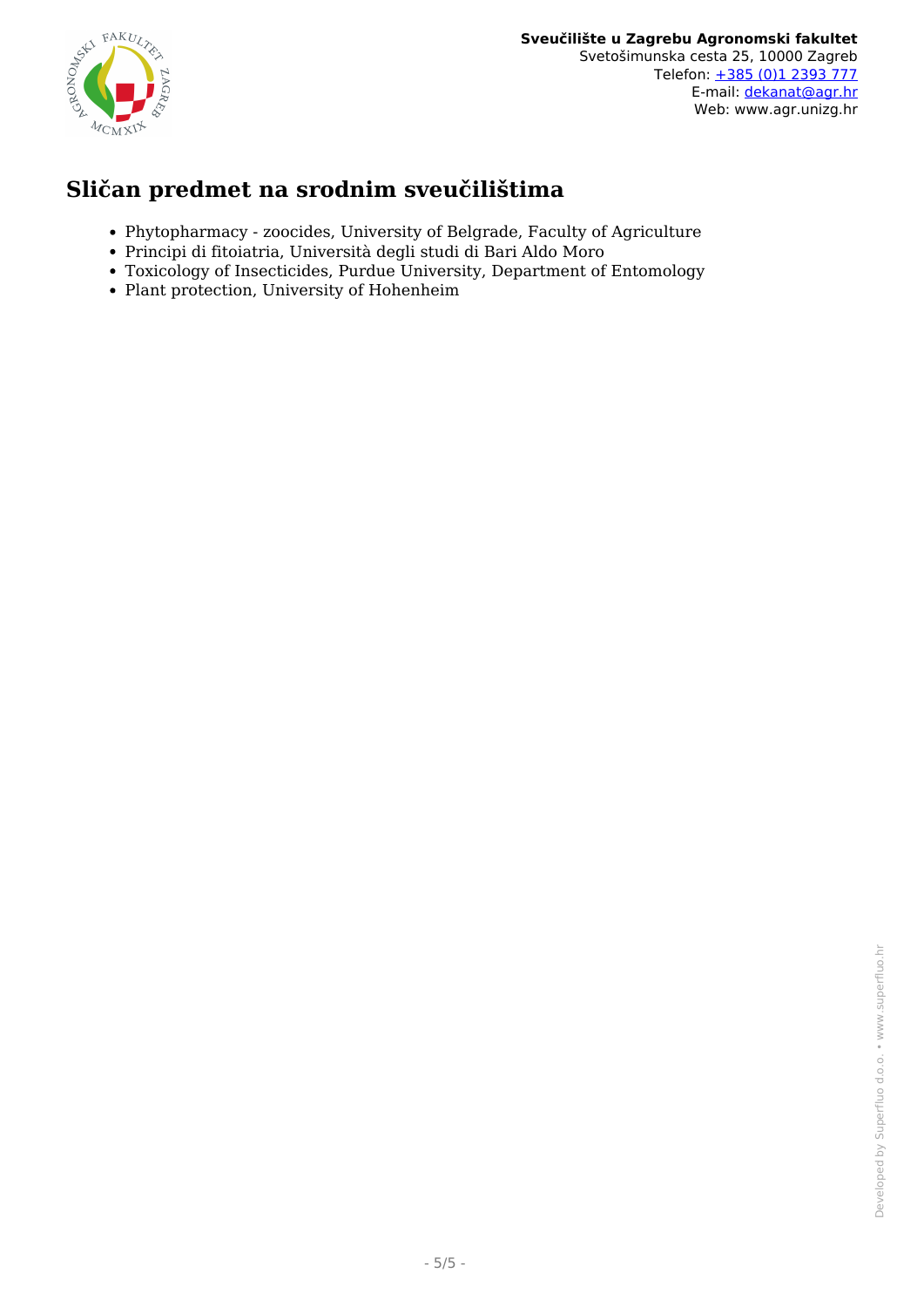## Sličan predmet na srodnim sveučilištima

- Phytopharmacy - zoocides, University of Belgrade, Faculty of Agriculture
- Principi di fitoiatria, Università degli studi di Bari Aldo Moro
- Toxicology of Insecticides, Purdue University, Department of Entomology
- Plant protection, University of Hohenheim